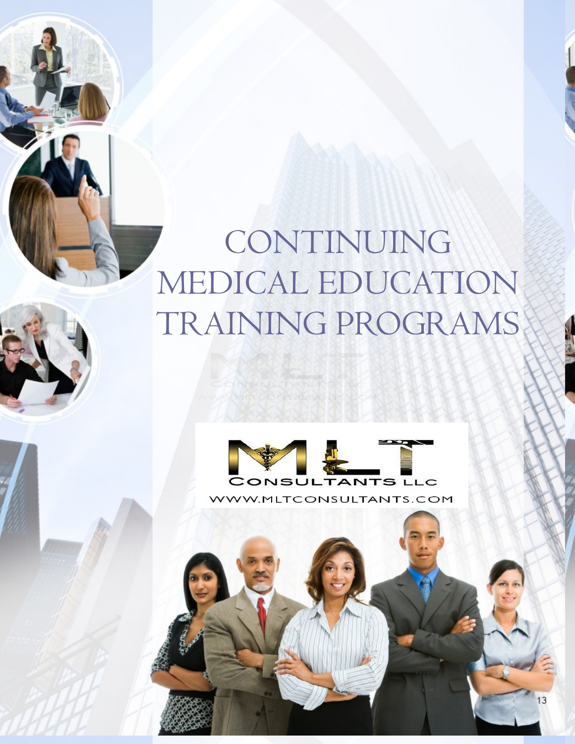# CONTINUING MEDICAL EDUCATION TRAINING PROGRAMS

MLT CONSULTANTS LLC

WWW.MLTCONSULTANTS.COM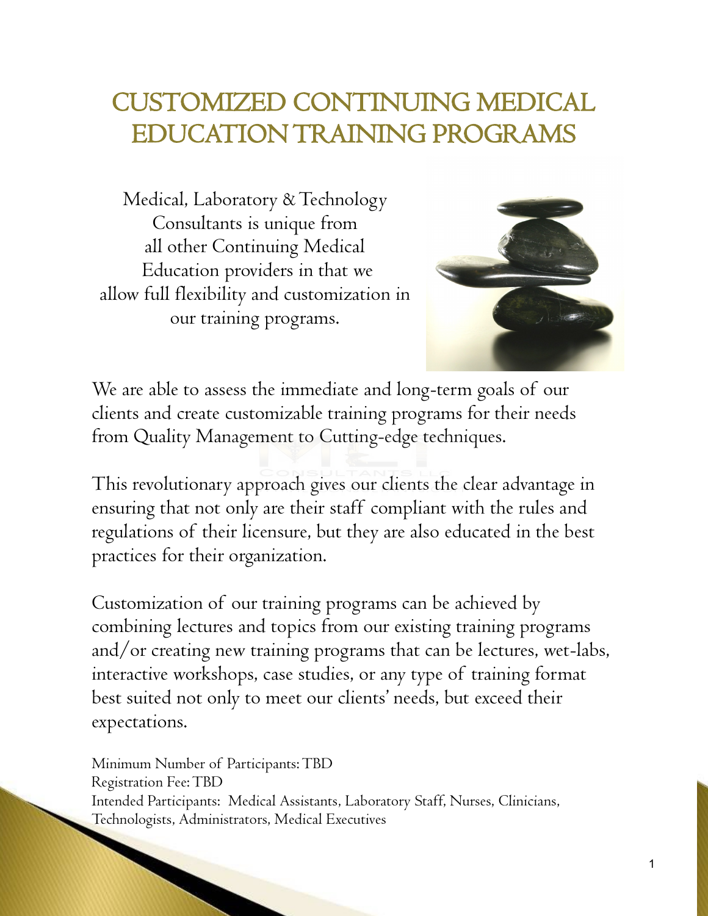# CUSTOMIZED CONTINUING MEDICAL EDUCATION TRAINING PROGRAMS

Medical, Laboratory & Technology Consultants is unique from all other Continuing Medical Education providers in that we allow full flexibility and customization in our training programs.

We are able to assess the immediate and long-term goals of our clients and create customizable training programs for their needs from Quality Management to Cutting-edge techniques.

This revolutionary approach gives our clients the clear advantage in ensuring that not only are their staff compliant with the rules and regulations of their licensure, but they are also educated in the best practices for their organization.

Customization of our training programs can be achieved by combining lectures and topics from our existing training programs and/or creating new training programs that can be lectures, wet-labs, interactive workshops, case studies, or any type of training format best suited not only to meet our clients' needs, but exceed their expectations.

Minimum Number of Participants: TBD
Registration Fee: TBD
Intended Participants: Medical Assistants, Laboratory Staff, Nurses, Clinicians, Technologists, Administrators, Medical Executives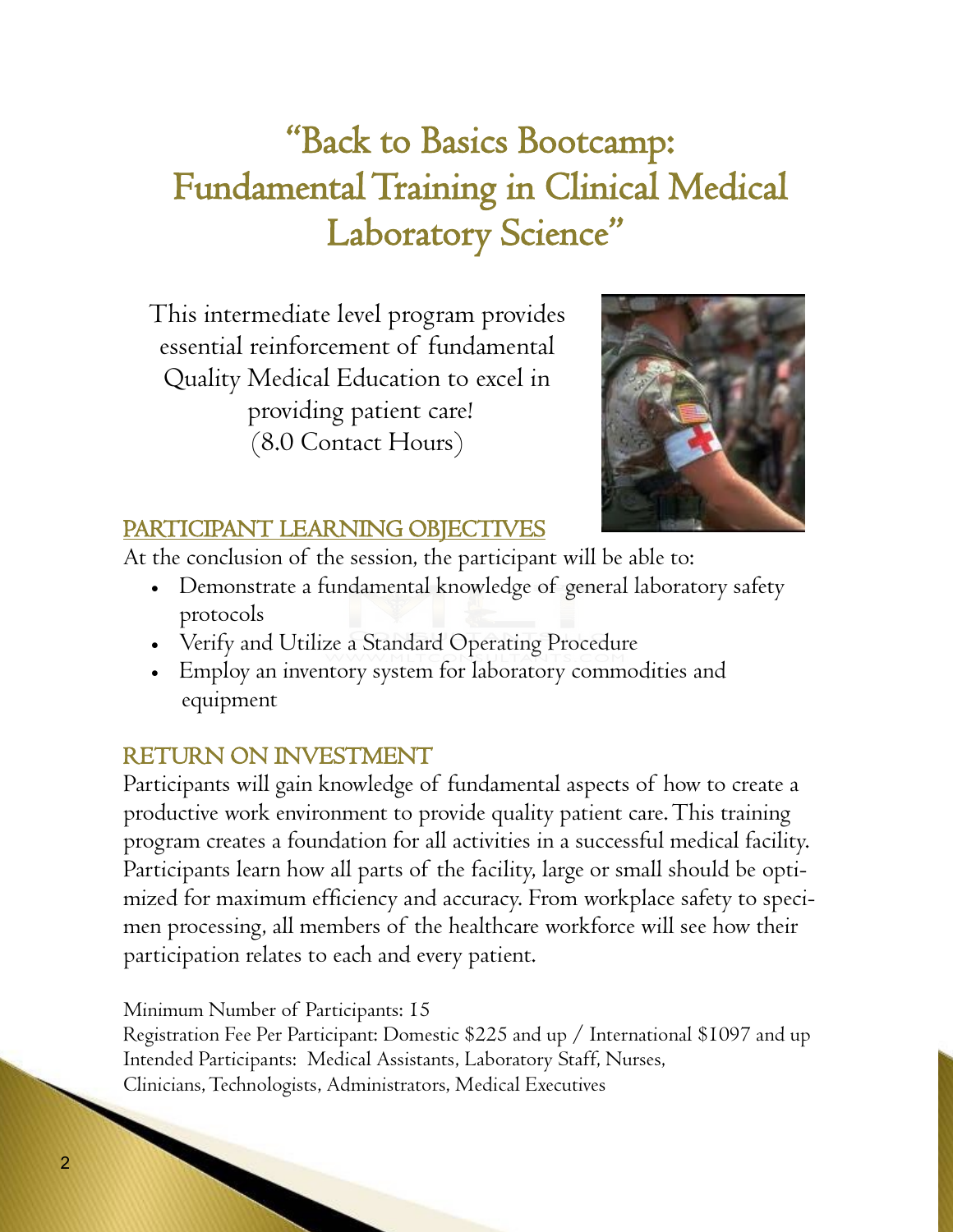# "Back to Basics Bootcamp: Fundamental Training in Clinical Medical Laboratory Science"

This intermediate level program provides essential reinforcement of fundamental Quality Medical Education to excel in providing patient care!
(8.0 Contact Hours)

## PARTICIPANT LEARNING OBJECTIVES

At the conclusion of the session, the participant will be able to:

- Demonstrate a fundamental knowledge of general laboratory safety protocols
- Verify and Utilize a Standard Operating Procedure
- Employ an inventory system for laboratory commodities and equipment

## RETURN ON INVESTMENT

Participants will gain knowledge of fundamental aspects of how to create a productive work environment to provide quality patient care. This training program creates a foundation for all activities in a successful medical facility. Participants learn how all parts of the facility, large or small should be optimized for maximum efficiency and accuracy. From workplace safety to specimen processing, all members of the healthcare workforce will see how their participation relates to each and every patient.

Minimum Number of Participants: 15
Registration Fee Per Participant: Domestic $225 and up / International $1097 and up
Intended Participants: Medical Assistants, Laboratory Staff, Nurses, Clinicians, Technologists, Administrators, Medical Executives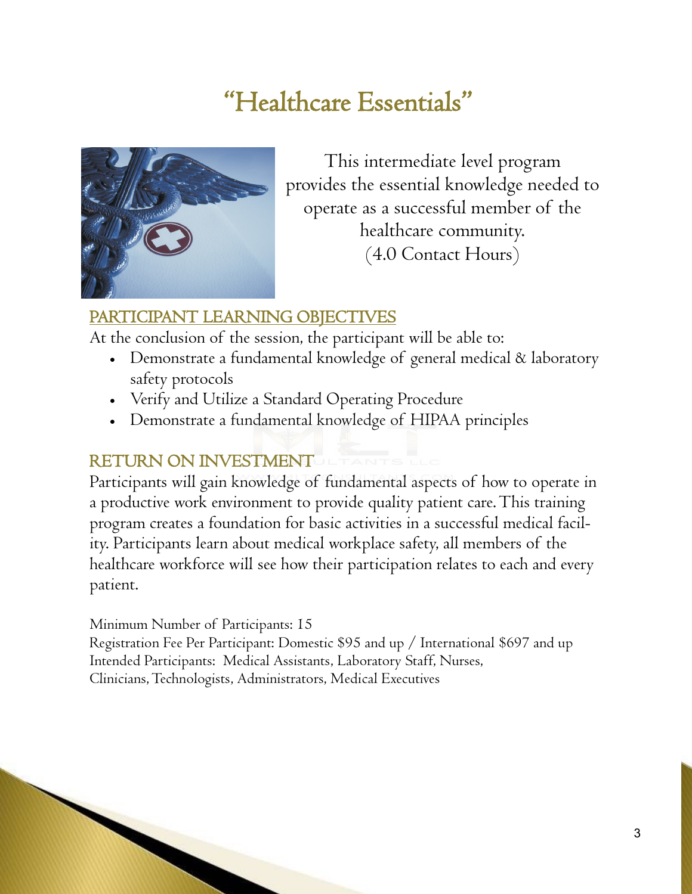# "Healthcare Essentials"

This intermediate level program provides the essential knowledge needed to operate as a successful member of the healthcare community.
(4.0 Contact Hours)

## PARTICIPANT LEARNING OBJECTIVES

At the conclusion of the session, the participant will be able to:

- Demonstrate a fundamental knowledge of general medical & laboratory safety protocols
- Verify and Utilize a Standard Operating Procedure
- Demonstrate a fundamental knowledge of HIPAA principles

## RETURN ON INVESTMENT

Participants will gain knowledge of fundamental aspects of how to operate in a productive work environment to provide quality patient care. This training program creates a foundation for basic activities in a successful medical facility. Participants learn about medical workplace safety, all members of the healthcare workforce will see how their participation relates to each and every patient.

Minimum Number of Participants: 15
Registration Fee Per Participant: Domestic $95 and up / International $697 and up
Intended Participants: Medical Assistants, Laboratory Staff, Nurses, Clinicians, Technologists, Administrators, Medical Executives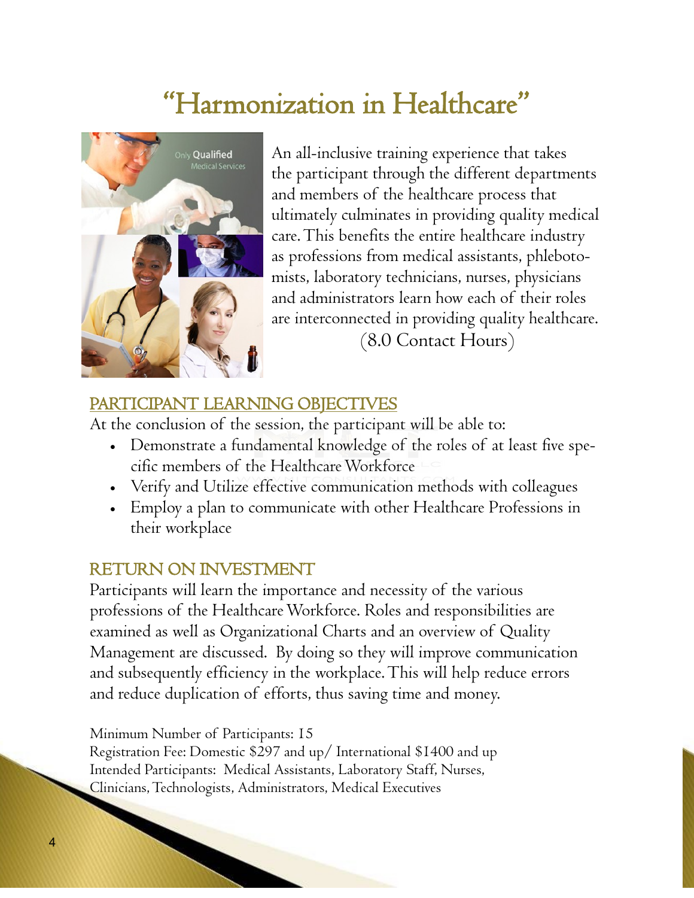# "Harmonization in Healthcare"

An all-inclusive training experience that takes the participant through the different departments and members of the healthcare process that ultimately culminates in providing quality medical care. This benefits the entire healthcare industry as professions from medical assistants, phlebotomists, laboratory technicians, nurses, physicians and administrators learn how each of their roles are interconnected in providing quality healthcare.

(8.0 Contact Hours)

## PARTICIPANT LEARNING OBJECTIVES

At the conclusion of the session, the participant will be able to:

- Demonstrate a fundamental knowledge of the roles of at least five specific members of the Healthcare Workforce
- Verify and Utilize effective communication methods with colleagues
- Employ a plan to communicate with other Healthcare Professions in their workplace

## RETURN ON INVESTMENT

Participants will learn the importance and necessity of the various professions of the Healthcare Workforce. Roles and responsibilities are examined as well as Organizational Charts and an overview of Quality Management are discussed. By doing so they will improve communication and subsequently efficiency in the workplace. This will help reduce errors and reduce duplication of efforts, thus saving time and money.

Minimum Number of Participants: 15
Registration Fee: Domestic $297 and up/ International $1400 and up
Intended Participants: Medical Assistants, Laboratory Staff, Nurses, Clinicians, Technologists, Administrators, Medical Executives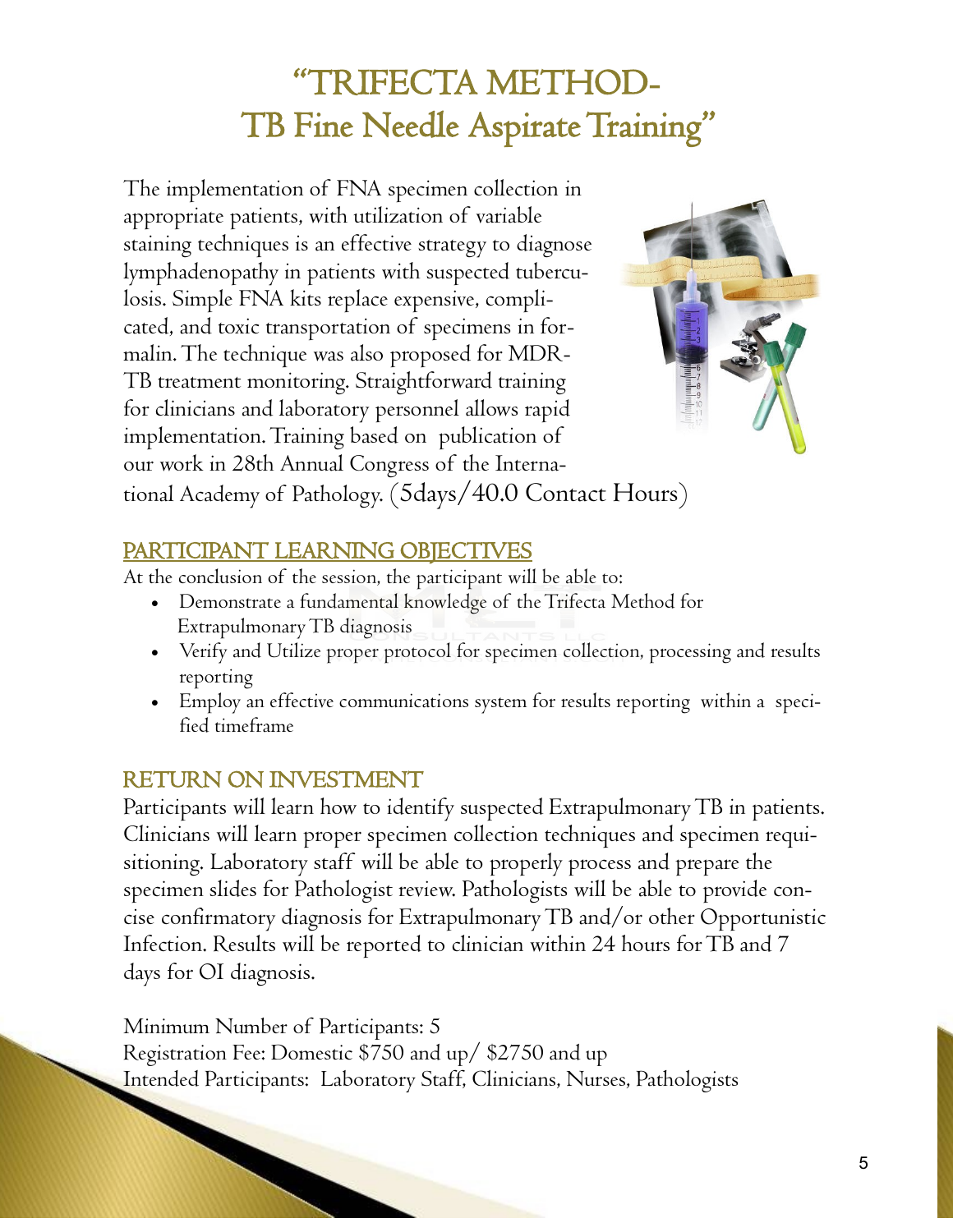# "TRIFECTA METHOD- TB Fine Needle Aspirate Training"

The implementation of FNA specimen collection in appropriate patients, with utilization of variable staining techniques is an effective strategy to diagnose lymphadenopathy in patients with suspected tuberculosis. Simple FNA kits replace expensive, complicated, and toxic transportation of specimens in formalin. The technique was also proposed for MDR-TB treatment monitoring. Straightforward training for clinicians and laboratory personnel allows rapid implementation. Training based on publication of our work in 28th Annual Congress of the International Academy of Pathology. (5days/40.0 Contact Hours)

## PARTICIPANT LEARNING OBJECTIVES

At the conclusion of the session, the participant will be able to:

- Demonstrate a fundamental knowledge of the Trifecta Method for Extrapulmonary TB diagnosis
- Verify and Utilize proper protocol for specimen collection, processing and results reporting
- Employ an effective communications system for results reporting within a specified timeframe

## RETURN ON INVESTMENT

Participants will learn how to identify suspected Extrapulmonary TB in patients. Clinicians will learn proper specimen collection techniques and specimen requisitioning. Laboratory staff will be able to properly process and prepare the specimen slides for Pathologist review. Pathologists will be able to provide concise confirmatory diagnosis for Extrapulmonary TB and/or other Opportunistic Infection. Results will be reported to clinician within 24 hours for TB and 7 days for OI diagnosis.

Minimum Number of Participants: 5
Registration Fee: Domestic $750 and up/ $2750 and up
Intended Participants: Laboratory Staff, Clinicians, Nurses, Pathologists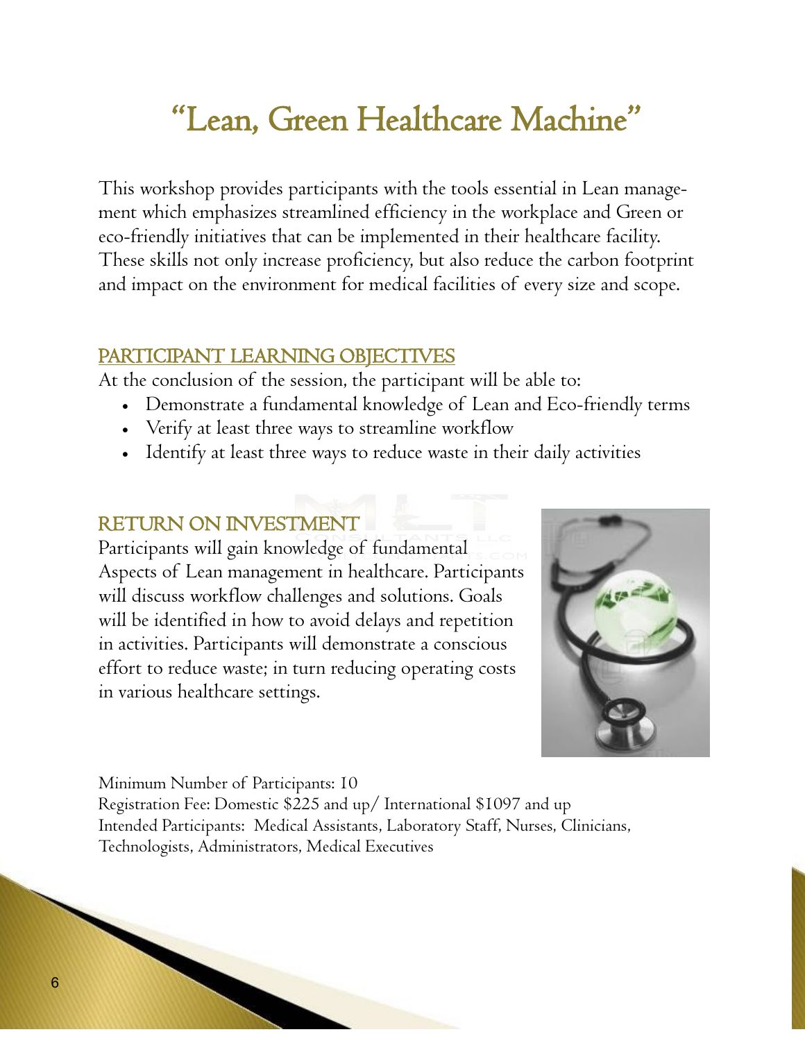# "Lean, Green Healthcare Machine"

This workshop provides participants with the tools essential in Lean management which emphasizes streamlined efficiency in the workplace and Green or eco-friendly initiatives that can be implemented in their healthcare facility. These skills not only increase proficiency, but also reduce the carbon footprint and impact on the environment for medical facilities of every size and scope.

## PARTICIPANT LEARNING OBJECTIVES

At the conclusion of the session, the participant will be able to:

- Demonstrate a fundamental knowledge of Lean and Eco-friendly terms
- Verify at least three ways to streamline workflow
- Identify at least three ways to reduce waste in their daily activities

## RETURN ON INVESTMENT

Participants will gain knowledge of fundamental Aspects of Lean management in healthcare. Participants will discuss workflow challenges and solutions. Goals will be identified in how to avoid delays and repetition in activities. Participants will demonstrate a conscious effort to reduce waste; in turn reducing operating costs in various healthcare settings.

Minimum Number of Participants: 10
Registration Fee: Domestic $225 and up/ International $1097 and up
Intended Participants: Medical Assistants, Laboratory Staff, Nurses, Clinicians, Technologists, Administrators, Medical Executives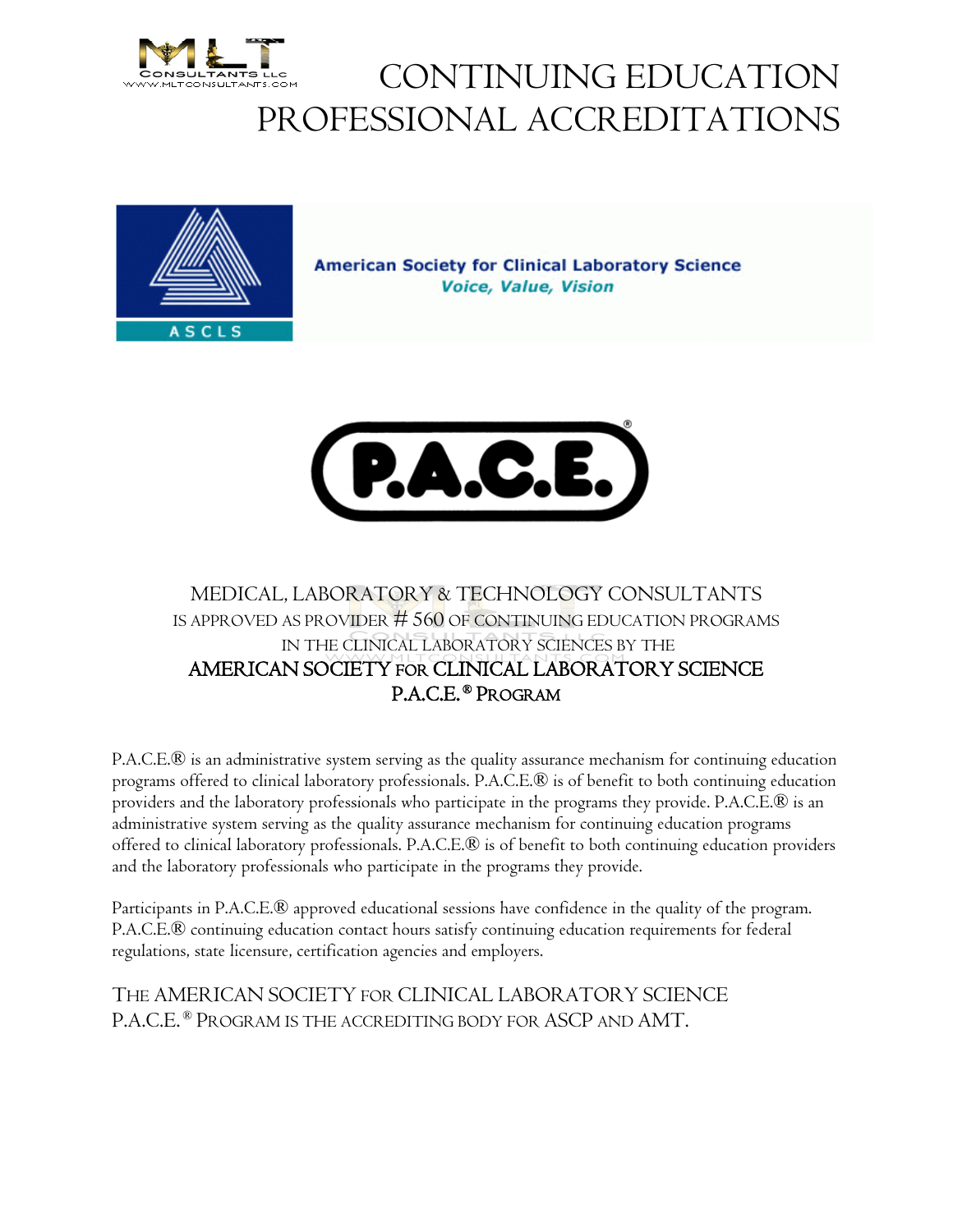# CONTINUING EDUCATION PROFESSIONAL ACCREDITATIONS

American Society for Clinical Laboratory Science

*Voice, Value, Vision*

MEDICAL, LABORATORY & TECHNOLOGY CONSULTANTS
IS APPROVED AS PROVIDER # 560 OF CONTINUING EDUCATION PROGRAMS
IN THE CLINICAL LABORATORY SCIENCES BY THE
**AMERICAN SOCIETY FOR CLINICAL LABORATORY SCIENCE**
**P.A.C.E.® PROGRAM**

P.A.C.E.® is an administrative system serving as the quality assurance mechanism for continuing education programs offered to clinical laboratory professionals. P.A.C.E.® is of benefit to both continuing education providers and the laboratory professionals who participate in the programs they provide. P.A.C.E.® is an administrative system serving as the quality assurance mechanism for continuing education programs offered to clinical laboratory professionals. P.A.C.E.® is of benefit to both continuing education providers and the laboratory professionals who participate in the programs they provide.

Participants in P.A.C.E.® approved educational sessions have confidence in the quality of the program. P.A.C.E.® continuing education contact hours satisfy continuing education requirements for federal regulations, state licensure, certification agencies and employers.

THE AMERICAN SOCIETY FOR CLINICAL LABORATORY SCIENCE P.A.C.E.® PROGRAM IS THE ACCREDITING BODY FOR ASCP AND AMT.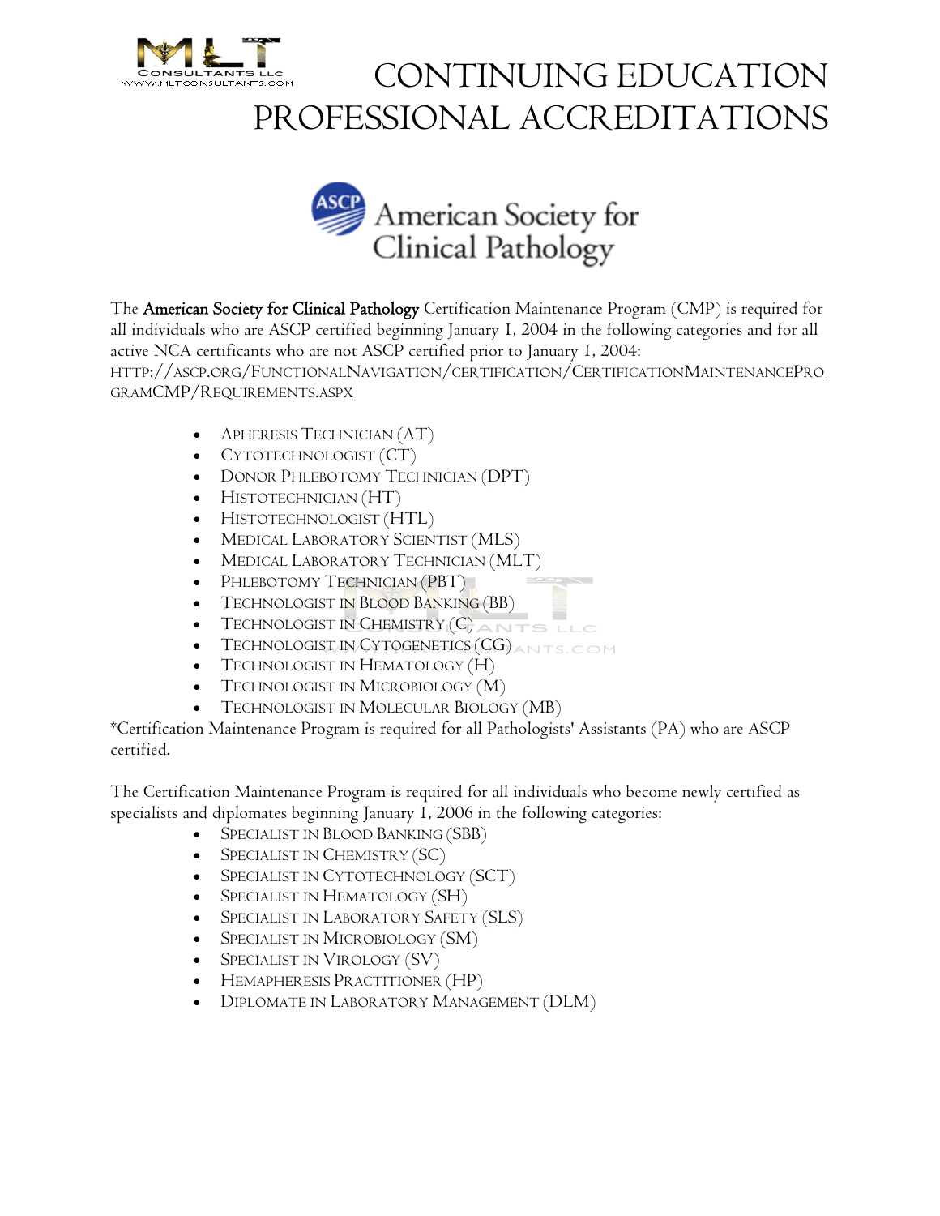# CONTINUING EDUCATION PROFESSIONAL ACCREDITATIONS

## American Society for Clinical Pathology

The **American Society for Clinical Pathology** Certification Maintenance Program (CMP) is required for all individuals who are ASCP certified beginning January 1, 2004 in the following categories and for all active NCA certificants who are not ASCP certified prior to January 1, 2004: HTTP://ASCP.ORG/FUNCTIONALNAVIGATION/CERTIFICATION/CERTIFICATIONMAINTENANCEPROGRAMCMP/REQUIREMENTS.ASPX

- Apheresis Technician (AT)
- Cytotechnologist (CT)
- Donor Phlebotomy Technician (DPT)
- Histotechnician (HT)
- Histotechnologist (HTL)
- Medical Laboratory Scientist (MLS)
- Medical Laboratory Technician (MLT)
- Phlebotomy Technician (PBT)
- Technologist in Blood Banking (BB)
- Technologist in Chemistry (C)
- Technologist in Cytogenetics (CG)
- Technologist in Hematology (H)
- Technologist in Microbiology (M)
- Technologist in Molecular Biology (MB)

*Certification Maintenance Program is required for all Pathologists' Assistants (PA) who are ASCP certified.

The Certification Maintenance Program is required for all individuals who become newly certified as specialists and diplomates beginning January 1, 2006 in the following categories:

- Specialist in Blood Banking (SBB)
- Specialist in Chemistry (SC)
- Specialist in Cytotechnology (SCT)
- Specialist in Hematology (SH)
- Specialist in Laboratory Safety (SLS)
- Specialist in Microbiology (SM)
- Specialist in Virology (SV)
- Hemapheresis Practitioner (HP)
- Diplomate in Laboratory Management (DLM)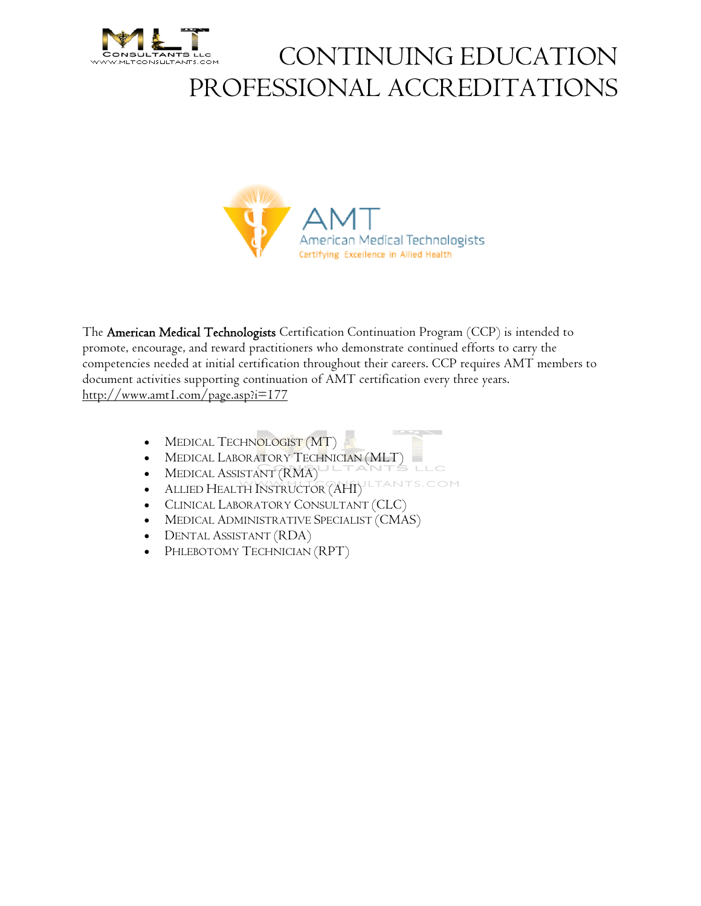# CONTINUING EDUCATION PROFESSIONAL ACCREDITATIONS

The **American Medical Technologists** Certification Continuation Program (CCP) is intended to promote, encourage, and reward practitioners who demonstrate continued efforts to carry the competencies needed at initial certification throughout their careers. CCP requires AMT members to document activities supporting continuation of AMT certification every three years.
http://www.amt1.com/page.asp?i=177

- Medical Technologist (MT)
- Medical Laboratory Technician (MLT)
- Medical Assistant (RMA)
- Allied Health Instructor (AHI)
- Clinical Laboratory Consultant (CLC)
- Medical Administrative Specialist (CMAS)
- Dental Assistant (RDA)
- Phlebotomy Technician (RPT)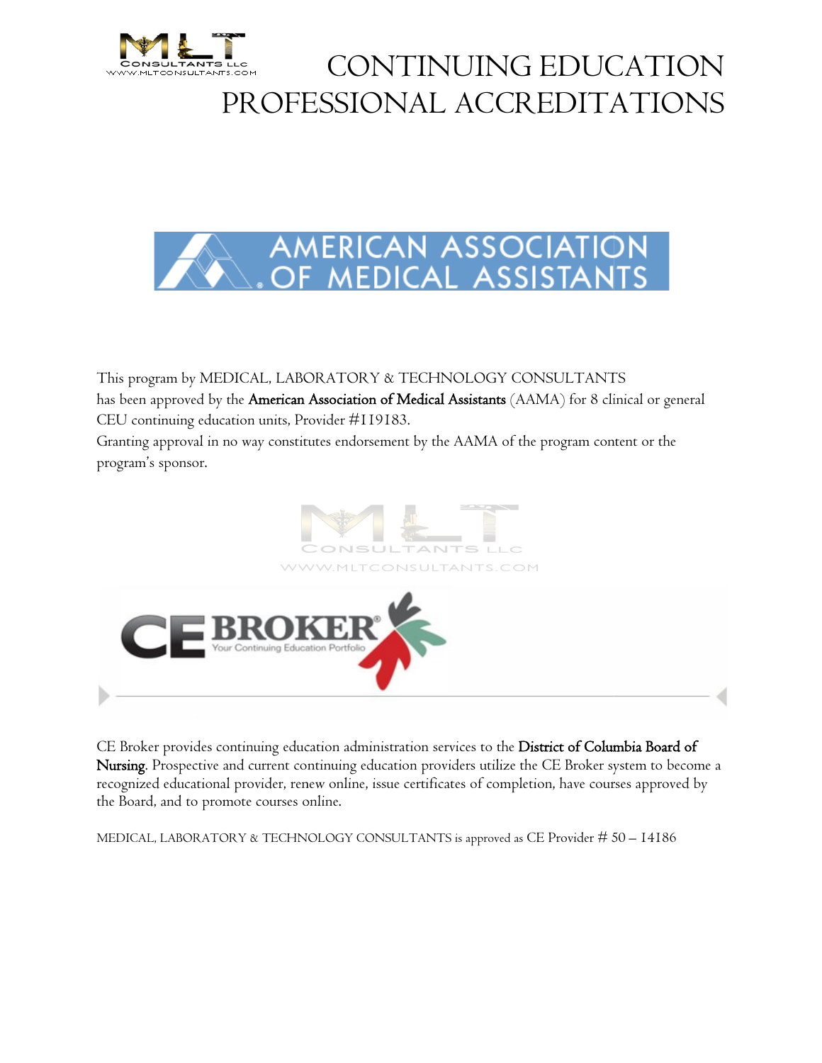# CONTINUING EDUCATION PROFESSIONAL ACCREDITATIONS

AMERICAN ASSOCIATION OF MEDICAL ASSISTANTS

This program by MEDICAL, LABORATORY & TECHNOLOGY CONSULTANTS has been approved by the **American Association of Medical Assistants** (AAMA) for 8 clinical or general CEU continuing education units, Provider #119183.

Granting approval in no way constitutes endorsement by the AAMA of the program content or the program's sponsor.

CE BROKER® Your Continuing Education Portfolio

CE Broker provides continuing education administration services to the **District of Columbia Board of Nursing**. Prospective and current continuing education providers utilize the CE Broker system to become a recognized educational provider, renew online, issue certificates of completion, have courses approved by the Board, and to promote courses online.

MEDICAL, LABORATORY & TECHNOLOGY CONSULTANTS is approved as CE Provider # 50 – 14186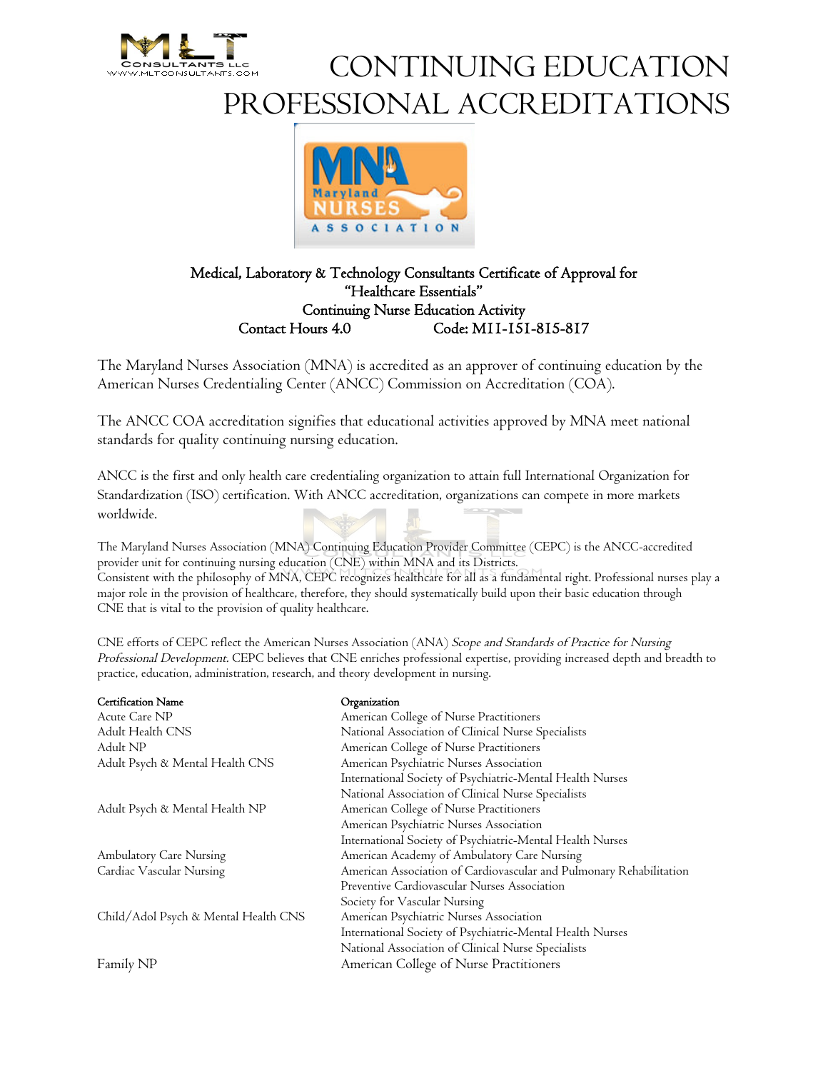# CONTINUING EDUCATION PROFESSIONAL ACCREDITATIONS

**Medical, Laboratory & Technology Consultants Certificate of Approval for**
**"Healthcare Essentials"**
**Continuing Nurse Education Activity**
**Contact Hours 4.0 Code: M11-151-815-817**

The Maryland Nurses Association (MNA) is accredited as an approver of continuing education by the American Nurses Credentialing Center (ANCC) Commission on Accreditation (COA).

The ANCC COA accreditation signifies that educational activities approved by MNA meet national standards for quality continuing nursing education.

ANCC is the first and only health care credentialing organization to attain full International Organization for Standardization (ISO) certification. With ANCC accreditation, organizations can compete in more markets worldwide.

The Maryland Nurses Association (MNA) Continuing Education Provider Committee (CEPC) is the ANCC-accredited provider unit for continuing nursing education (CNE) within MNA and its Districts.
Consistent with the philosophy of MNA, CEPC recognizes healthcare for all as a fundamental right. Professional nurses play a major role in the provision of healthcare, therefore, they should systematically build upon their basic education through CNE that is vital to the provision of quality healthcare.

CNE efforts of CEPC reflect the American Nurses Association (ANA) *Scope and Standards of Practice for Nursing Professional Development*. CEPC believes that CNE enriches professional expertise, providing increased depth and breadth to practice, education, administration, research, and theory development in nursing.

| Certification Name | Organization |
|---|---|
| Acute Care NP | American College of Nurse Practitioners |
| Adult Health CNS | National Association of Clinical Nurse Specialists |
| Adult NP | American College of Nurse Practitioners |
| Adult Psych & Mental Health CNS | American Psychiatric Nurses Association |
| | International Society of Psychiatric-Mental Health Nurses |
| | National Association of Clinical Nurse Specialists |
| Adult Psych & Mental Health NP | American College of Nurse Practitioners |
| | American Psychiatric Nurses Association |
| | International Society of Psychiatric-Mental Health Nurses |
| Ambulatory Care Nursing | American Academy of Ambulatory Care Nursing |
| Cardiac Vascular Nursing | American Association of Cardiovascular and Pulmonary Rehabilitation |
| | Preventive Cardiovascular Nurses Association |
| | Society for Vascular Nursing |
| Child/Adol Psych & Mental Health CNS | American Psychiatric Nurses Association |
| | International Society of Psychiatric-Mental Health Nurses |
| | National Association of Clinical Nurse Specialists |
| Family NP | American College of Nurse Practitioners |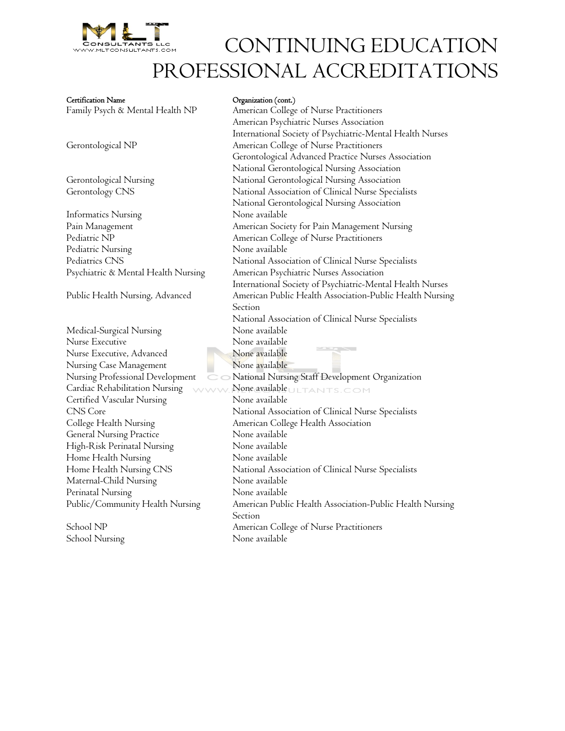# CONTINUING EDUCATION PROFESSIONAL ACCREDITATIONS

| Certification Name | Organization (cont.) |
| --- | --- |
| Family Psych & Mental Health NP | American College of Nurse Practitioners<br>American Psychiatric Nurses Association<br>International Society of Psychiatric-Mental Health Nurses |
| Gerontological NP | American College of Nurse Practitioners<br>Gerontological Advanced Practice Nurses Association<br>National Gerontological Nursing Association |
| Gerontological Nursing | National Gerontological Nursing Association |
| Gerontology CNS | National Association of Clinical Nurse Specialists<br>National Gerontological Nursing Association |
| Informatics Nursing | None available |
| Pain Management | American Society for Pain Management Nursing |
| Pediatric NP | American College of Nurse Practitioners |
| Pediatric Nursing | None available |
| Pediatrics CNS | National Association of Clinical Nurse Specialists |
| Psychiatric & Mental Health Nursing | American Psychiatric Nurses Association<br>International Society of Psychiatric-Mental Health Nurses |
| Public Health Nursing, Advanced | American Public Health Association-Public Health Nursing Section<br>National Association of Clinical Nurse Specialists |
| Medical-Surgical Nursing | None available |
| Nurse Executive | None available |
| Nurse Executive, Advanced | None available |
| Nursing Case Management | None available |
| Nursing Professional Development | National Nursing Staff Development Organization |
| Cardiac Rehabilitation Nursing | None available |
| Certified Vascular Nursing | None available |
| CNS Core | National Association of Clinical Nurse Specialists |
| College Health Nursing | American College Health Association |
| General Nursing Practice | None available |
| High-Risk Perinatal Nursing | None available |
| Home Health Nursing | None available |
| Home Health Nursing CNS | National Association of Clinical Nurse Specialists |
| Maternal-Child Nursing | None available |
| Perinatal Nursing | None available |
| Public/Community Health Nursing | American Public Health Association-Public Health Nursing Section |
| School NP | American College of Nurse Practitioners |
| School Nursing | None available |